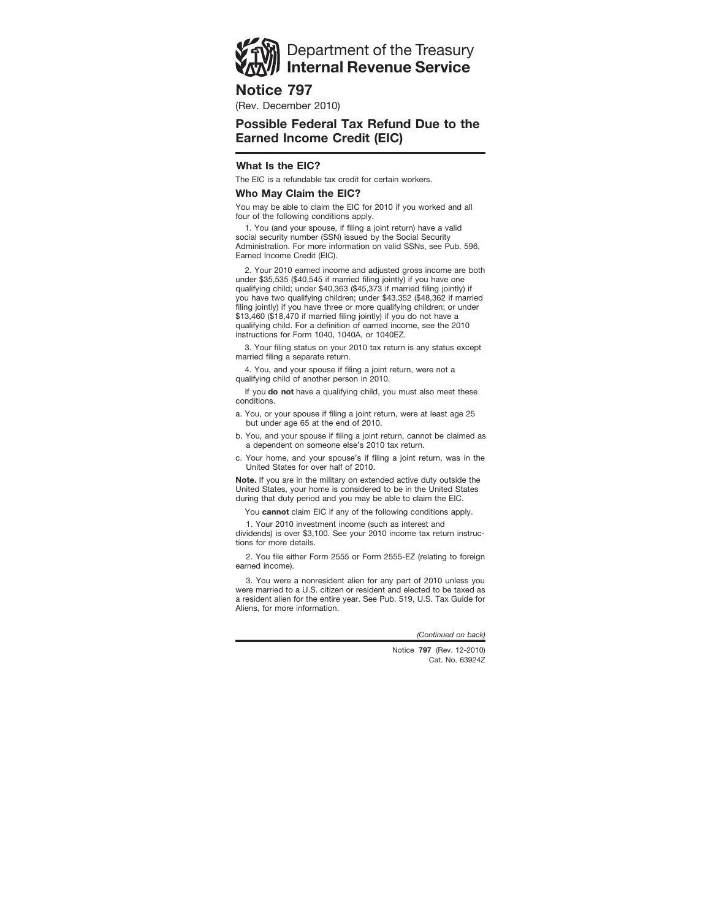Department of the Treasury
**Internal Revenue Service**

# Notice 797

(Rev. December 2010)

## Possible Federal Tax Refund Due to the Earned Income Credit (EIC)

### What Is the EIC?

The EIC is a refundable tax credit for certain workers.

### Who May Claim the EIC?

You may be able to claim the EIC for 2010 if you worked and all four of the following conditions apply.

1. You (and your spouse, if filing a joint return) have a valid social security number (SSN) issued by the Social Security Administration. For more information on valid SSNs, see Pub. 596, Earned Income Credit (EIC).

2. Your 2010 earned income and adjusted gross income are both under $35,535 ($40,545 if married filing jointly) if you have one qualifying child; under $40,363 ($45,373 if married filing jointly) if you have two qualifying children; under $43,352 ($48,362 if married filing jointly) if you have three or more qualifying children; or under $13,460 ($18,470 if married filing jointly) if you do not have a qualifying child. For a definition of earned income, see the 2010 instructions for Form 1040, 1040A, or 1040EZ.

3. Your filing status on your 2010 tax return is any status except married filing a separate return.

4. You, and your spouse if filing a joint return, were not a qualifying child of another person in 2010.

If you **do not** have a qualifying child, you must also meet these conditions.

a. You, or your spouse if filing a joint return, were at least age 25 but under age 65 at the end of 2010.

b. You, and your spouse if filing a joint return, cannot be claimed as a dependent on someone else's 2010 tax return.

c. Your home, and your spouse's if filing a joint return, was in the United States for over half of 2010.

**Note.** If you are in the military on extended active duty outside the United States, your home is considered to be in the United States during that duty period and you may be able to claim the EIC.

You **cannot** claim EIC if any of the following conditions apply.

1. Your 2010 investment income (such as interest and dividends) is over $3,100. See your 2010 income tax return instructions for more details.

2. You file either Form 2555 or Form 2555-EZ (relating to foreign earned income).

3. You were a nonresident alien for any part of 2010 unless you were married to a U.S. citizen or resident and elected to be taxed as a resident alien for the entire year. See Pub. 519, U.S. Tax Guide for Aliens, for more information.

*(Continued on back)*

Notice **797** (Rev. 12-2010)
Cat. No. 63924Z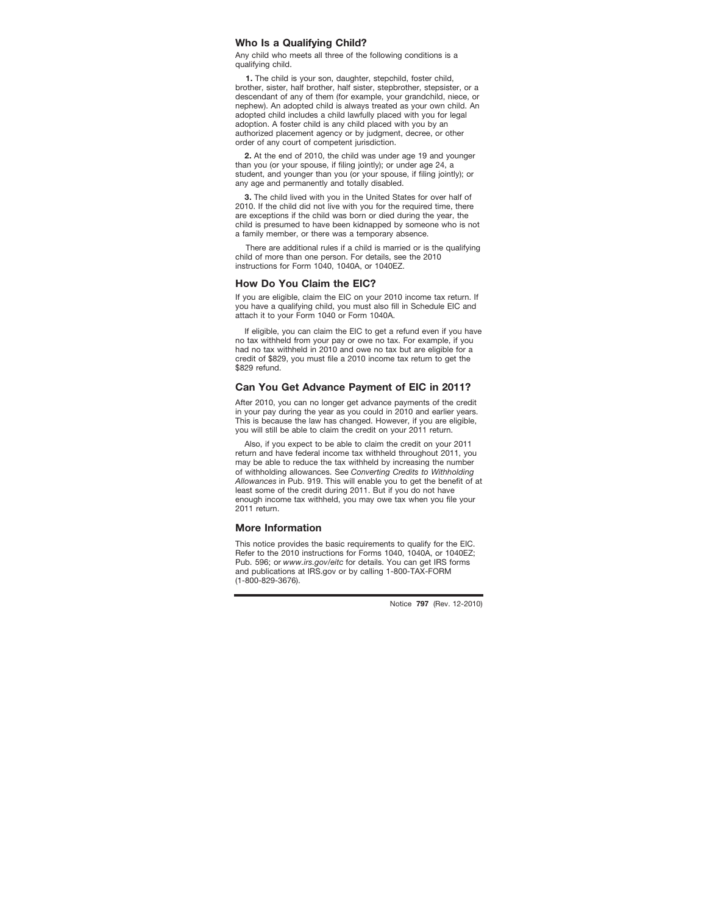## Who Is a Qualifying Child?

Any child who meets all three of the following conditions is a qualifying child.

**1.** The child is your son, daughter, stepchild, foster child, brother, sister, half brother, half sister, stepbrother, stepsister, or a descendant of any of them (for example, your grandchild, niece, or nephew). An adopted child is always treated as your own child. An adopted child includes a child lawfully placed with you for legal adoption. A foster child is any child placed with you by an authorized placement agency or by judgment, decree, or other order of any court of competent jurisdiction.

**2.** At the end of 2010, the child was under age 19 and younger than you (or your spouse, if filing jointly); or under age 24, a student, and younger than you (or your spouse, if filing jointly); or any age and permanently and totally disabled.

**3.** The child lived with you in the United States for over half of 2010. If the child did not live with you for the required time, there are exceptions if the child was born or died during the year, the child is presumed to have been kidnapped by someone who is not a family member, or there was a temporary absence.

There are additional rules if a child is married or is the qualifying child of more than one person. For details, see the 2010 instructions for Form 1040, 1040A, or 1040EZ.

## How Do You Claim the EIC?

If you are eligible, claim the EIC on your 2010 income tax return. If you have a qualifying child, you must also fill in Schedule EIC and attach it to your Form 1040 or Form 1040A.

If eligible, you can claim the EIC to get a refund even if you have no tax withheld from your pay or owe no tax. For example, if you had no tax withheld in 2010 and owe no tax but are eligible for a credit of $829, you must file a 2010 income tax return to get the $829 refund.

## Can You Get Advance Payment of EIC in 2011?

After 2010, you can no longer get advance payments of the credit in your pay during the year as you could in 2010 and earlier years. This is because the law has changed. However, if you are eligible, you will still be able to claim the credit on your 2011 return.

Also, if you expect to be able to claim the credit on your 2011 return and have federal income tax withheld throughout 2011, you may be able to reduce the tax withheld by increasing the number of withholding allowances. See *Converting Credits to Withholding Allowances* in Pub. 919. This will enable you to get the benefit of at least some of the credit during 2011. But if you do not have enough income tax withheld, you may owe tax when you file your 2011 return.

## More Information

This notice provides the basic requirements to qualify for the EIC. Refer to the 2010 instructions for Forms 1040, 1040A, or 1040EZ; Pub. 596; or *www.irs.gov/eitc* for details. You can get IRS forms and publications at IRS.gov or by calling 1-800-TAX-FORM (1-800-829-3676).

Notice **797** (Rev. 12-2010)